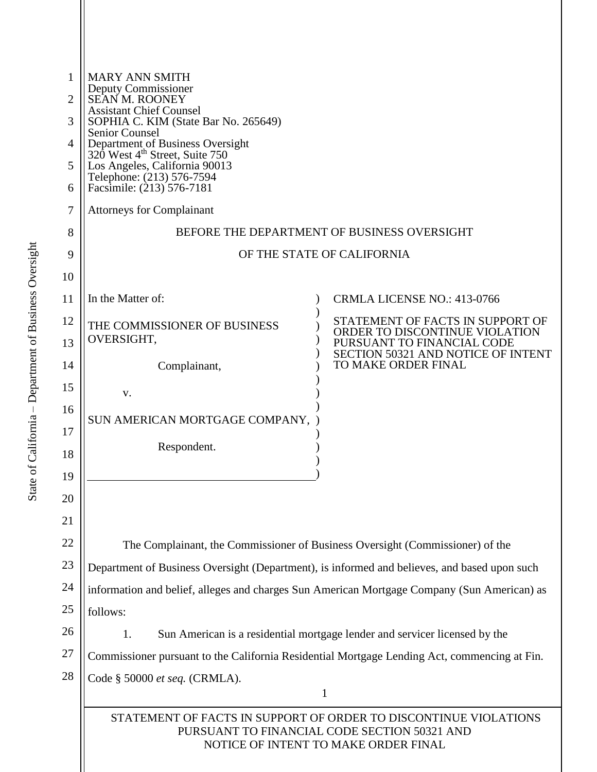MARY ANN SMITH
Deputy Commissioner
SEAN M. ROONEY
Assistant Chief Counsel
SOPHIA C. KIM (State Bar No. 265649)
Senior Counsel
Department of Business Oversight
320 West 4th Street, Suite 750
Los Angeles, California 90013
Telephone: (213) 576-7594
Facsimile: (213) 576-7181

Attorneys for Complainant

BEFORE THE DEPARTMENT OF BUSINESS OVERSIGHT

OF THE STATE OF CALIFORNIA

| | |
|---|---|
| In the Matter of:<br><br>THE COMMISSIONER OF BUSINESS OVERSIGHT,<br><br>Complainant,<br><br>v.<br><br>SUN AMERICAN MORTGAGE COMPANY,<br><br>Respondent. | CRMLA LICENSE NO.: 413-0766<br><br>STATEMENT OF FACTS IN SUPPORT OF ORDER TO DISCONTINUE VIOLATION PURSUANT TO FINANCIAL CODE SECTION 50321 AND NOTICE OF INTENT TO MAKE ORDER FINAL |

The Complainant, the Commissioner of Business Oversight (Commissioner) of the Department of Business Oversight (Department), is informed and believes, and based upon such information and belief, alleges and charges Sun American Mortgage Company (Sun American) as follows:

1. Sun American is a residential mortgage lender and servicer licensed by the Commissioner pursuant to the California Residential Mortgage Lending Act, commencing at Fin. Code § 50000 *et seq.* (CRMLA).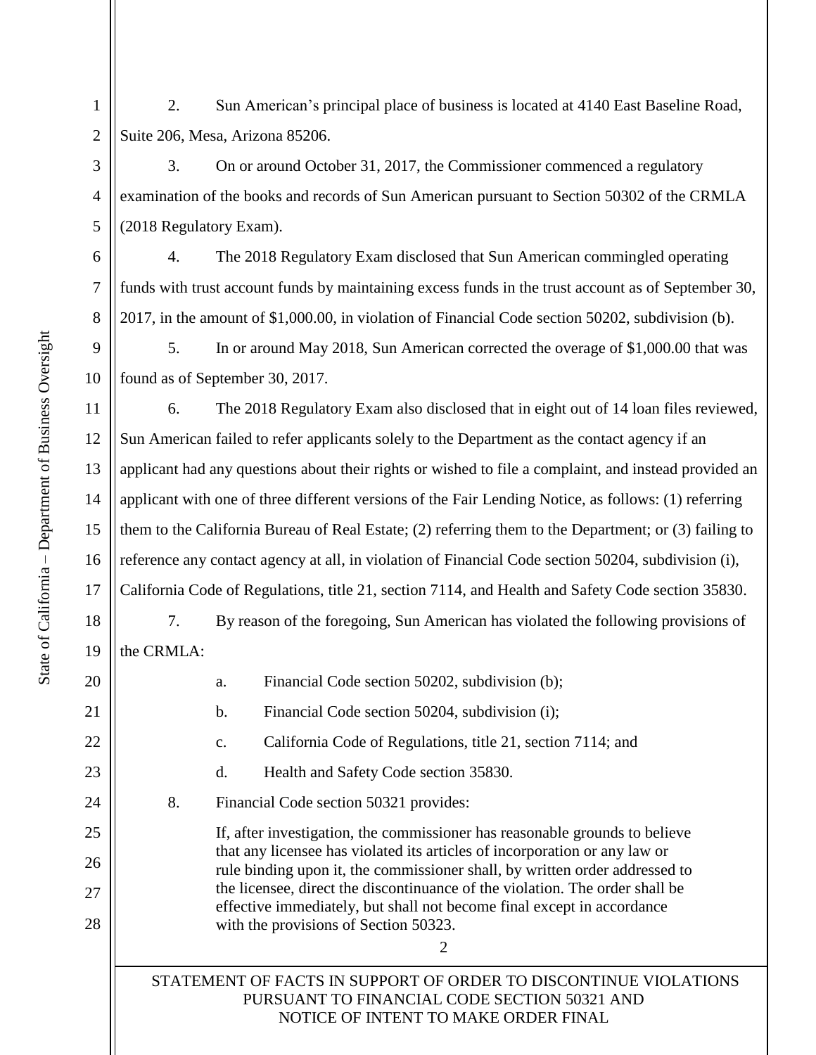2. Sun American's principal place of business is located at 4140 East Baseline Road, Suite 206, Mesa, Arizona 85206.

3. On or around October 31, 2017, the Commissioner commenced a regulatory examination of the books and records of Sun American pursuant to Section 50302 of the CRMLA (2018 Regulatory Exam).

4. The 2018 Regulatory Exam disclosed that Sun American commingled operating funds with trust account funds by maintaining excess funds in the trust account as of September 30, 2017, in the amount of $1,000.00, in violation of Financial Code section 50202, subdivision (b).

5. In or around May 2018, Sun American corrected the overage of $1,000.00 that was found as of September 30, 2017.

6. The 2018 Regulatory Exam also disclosed that in eight out of 14 loan files reviewed, Sun American failed to refer applicants solely to the Department as the contact agency if an applicant had any questions about their rights or wished to file a complaint, and instead provided an applicant with one of three different versions of the Fair Lending Notice, as follows: (1) referring them to the California Bureau of Real Estate; (2) referring them to the Department; or (3) failing to reference any contact agency at all, in violation of Financial Code section 50204, subdivision (i), California Code of Regulations, title 21, section 7114, and Health and Safety Code section 35830.

7. By reason of the foregoing, Sun American has violated the following provisions of the CRMLA:

a. Financial Code section 50202, subdivision (b);

b. Financial Code section 50204, subdivision (i);

c. California Code of Regulations, title 21, section 7114; and

d. Health and Safety Code section 35830.

8. Financial Code section 50321 provides:

> If, after investigation, the commissioner has reasonable grounds to believe that any licensee has violated its articles of incorporation or any law or rule binding upon it, the commissioner shall, by written order addressed to the licensee, direct the discontinuance of the violation. The order shall be effective immediately, but shall not become final except in accordance with the provisions of Section 50323.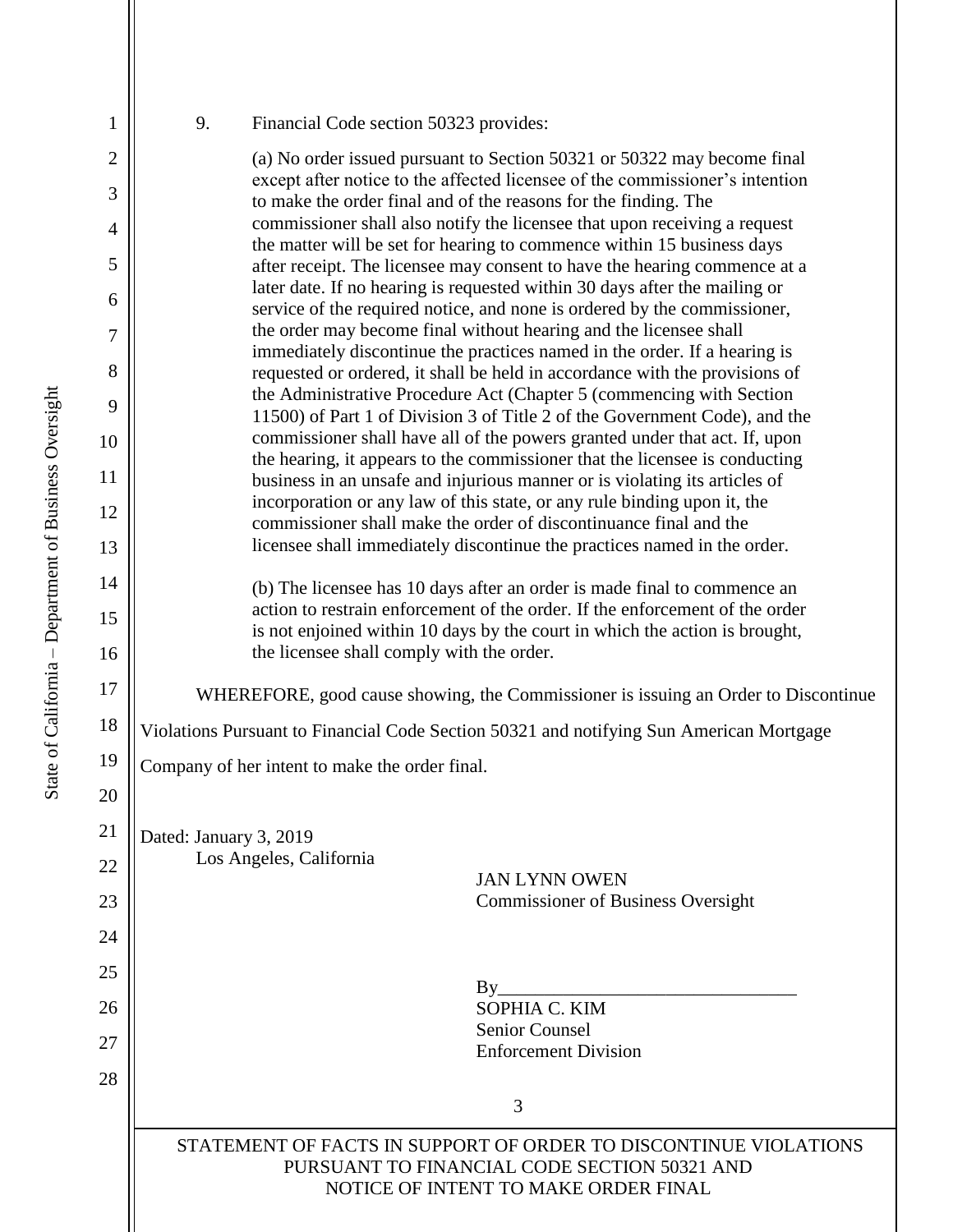9. Financial Code section 50323 provides:

> (a) No order issued pursuant to Section 50321 or 50322 may become final except after notice to the affected licensee of the commissioner's intention to make the order final and of the reasons for the finding. The commissioner shall also notify the licensee that upon receiving a request the matter will be set for hearing to commence within 15 business days after receipt. The licensee may consent to have the hearing commence at a later date. If no hearing is requested within 30 days after the mailing or service of the required notice, and none is ordered by the commissioner, the order may become final without hearing and the licensee shall immediately discontinue the practices named in the order. If a hearing is requested or ordered, it shall be held in accordance with the provisions of the Administrative Procedure Act (Chapter 5 (commencing with Section 11500) of Part 1 of Division 3 of Title 2 of the Government Code), and the commissioner shall have all of the powers granted under that act. If, upon the hearing, it appears to the commissioner that the licensee is conducting business in an unsafe and injurious manner or is violating its articles of incorporation or any law of this state, or any rule binding upon it, the commissioner shall make the order of discontinuance final and the licensee shall immediately discontinue the practices named in the order.
>
> (b) The licensee has 10 days after an order is made final to commence an action to restrain enforcement of the order. If the enforcement of the order is not enjoined within 10 days by the court in which the action is brought, the licensee shall comply with the order.

WHEREFORE, good cause showing, the Commissioner is issuing an Order to Discontinue Violations Pursuant to Financial Code Section 50321 and notifying Sun American Mortgage Company of her intent to make the order final.

Dated: January 3, 2019
Los Angeles, California

JAN LYNN OWEN
Commissioner of Business Oversight

By________________________________
SOPHIA C. KIM
Senior Counsel
Enforcement Division